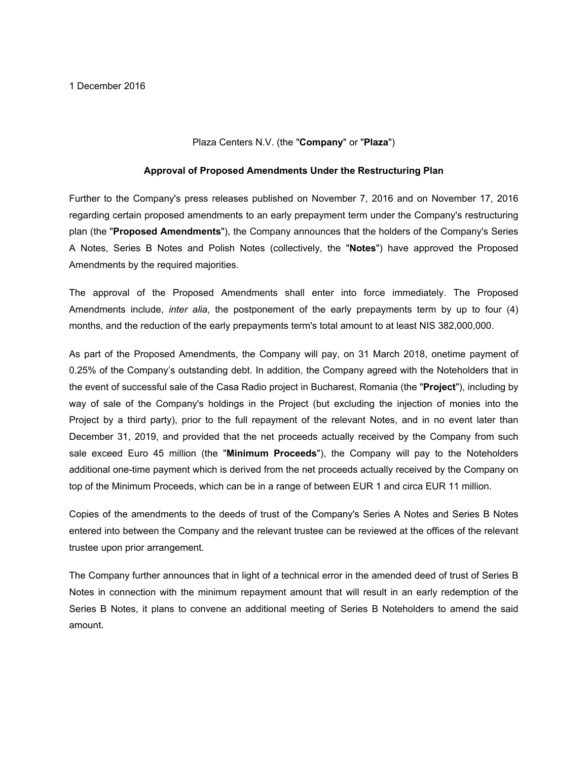1 December 2016

Plaza Centers N.V. (the "**Company**" or "**Plaza**")

**Approval of Proposed Amendments Under the Restructuring Plan**

Further to the Company's press releases published on November 7, 2016 and on November 17, 2016 regarding certain proposed amendments to an early prepayment term under the Company's restructuring plan (the "**Proposed Amendments**"), the Company announces that the holders of the Company's Series A Notes, Series B Notes and Polish Notes (collectively, the "**Notes**") have approved the Proposed Amendments by the required majorities.

The approval of the Proposed Amendments shall enter into force immediately. The Proposed Amendments include, *inter alia*, the postponement of the early prepayments term by up to four (4) months, and the reduction of the early prepayments term's total amount to at least NIS 382,000,000.

As part of the Proposed Amendments, the Company will pay, on 31 March 2018, onetime payment of 0.25% of the Company's outstanding debt. In addition, the Company agreed with the Noteholders that in the event of successful sale of the Casa Radio project in Bucharest, Romania (the "**Project**"), including by way of sale of the Company's holdings in the Project (but excluding the injection of monies into the Project by a third party), prior to the full repayment of the relevant Notes, and in no event later than December 31, 2019, and provided that the net proceeds actually received by the Company from such sale exceed Euro 45 million (the "**Minimum Proceeds**"), the Company will pay to the Noteholders additional one-time payment which is derived from the net proceeds actually received by the Company on top of the Minimum Proceeds, which can be in a range of between EUR 1 and circa EUR 11 million.

Copies of the amendments to the deeds of trust of the Company's Series A Notes and Series B Notes entered into between the Company and the relevant trustee can be reviewed at the offices of the relevant trustee upon prior arrangement.

The Company further announces that in light of a technical error in the amended deed of trust of Series B Notes in connection with the minimum repayment amount that will result in an early redemption of the Series B Notes, it plans to convene an additional meeting of Series B Noteholders to amend the said amount.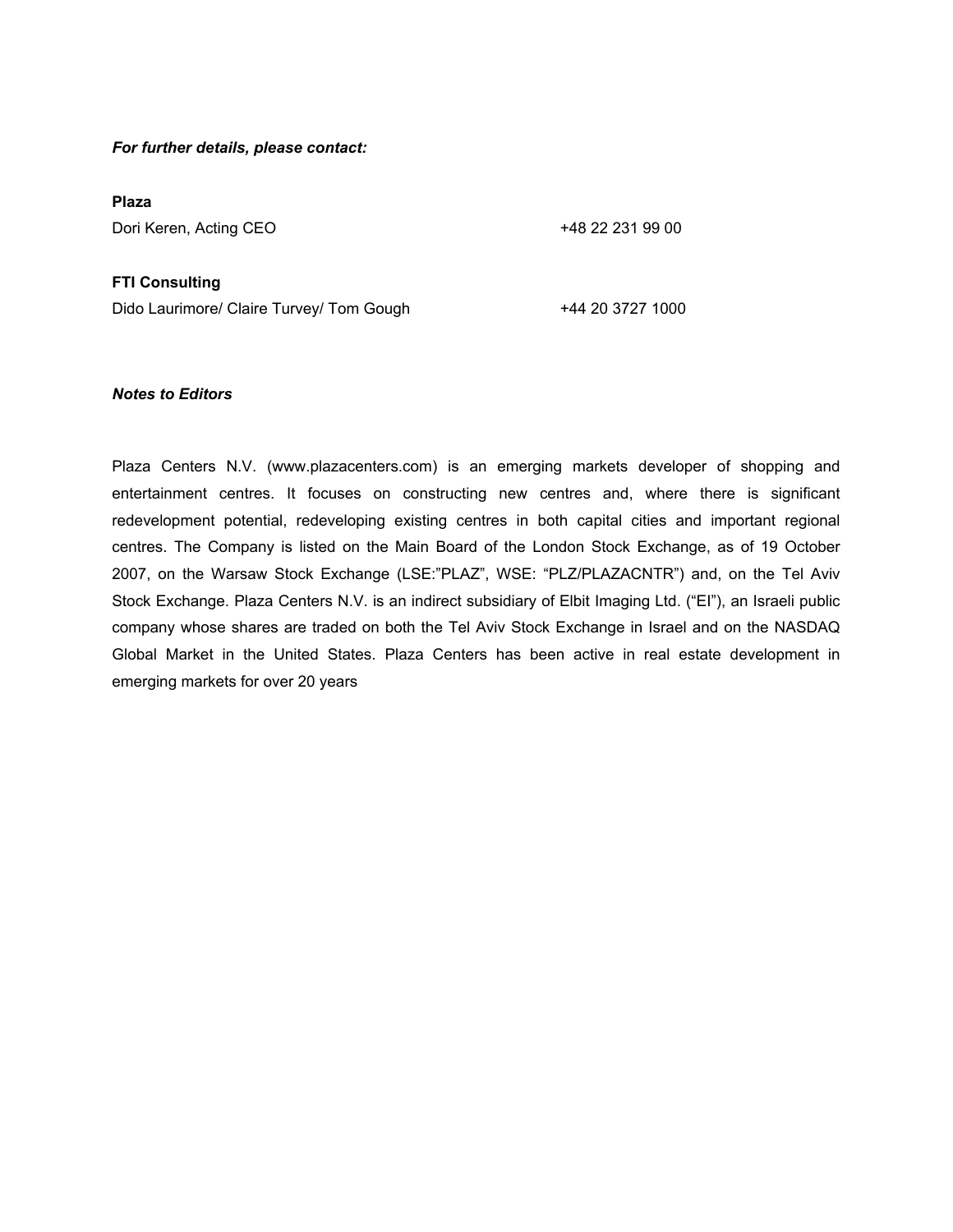***For further details, please contact:***

**Plaza**

Dori Keren, Acting CEO +48 22 231 99 00

**FTI Consulting**

Dido Laurimore/ Claire Turvey/ Tom Gough +44 20 3727 1000

***Notes to Editors***

Plaza Centers N.V. (www.plazacenters.com) is an emerging markets developer of shopping and entertainment centres. It focuses on constructing new centres and, where there is significant redevelopment potential, redeveloping existing centres in both capital cities and important regional centres. The Company is listed on the Main Board of the London Stock Exchange, as of 19 October 2007, on the Warsaw Stock Exchange (LSE:"PLAZ", WSE: "PLZ/PLAZACNTR") and, on the Tel Aviv Stock Exchange. Plaza Centers N.V. is an indirect subsidiary of Elbit Imaging Ltd. ("EI"), an Israeli public company whose shares are traded on both the Tel Aviv Stock Exchange in Israel and on the NASDAQ Global Market in the United States. Plaza Centers has been active in real estate development in emerging markets for over 20 years